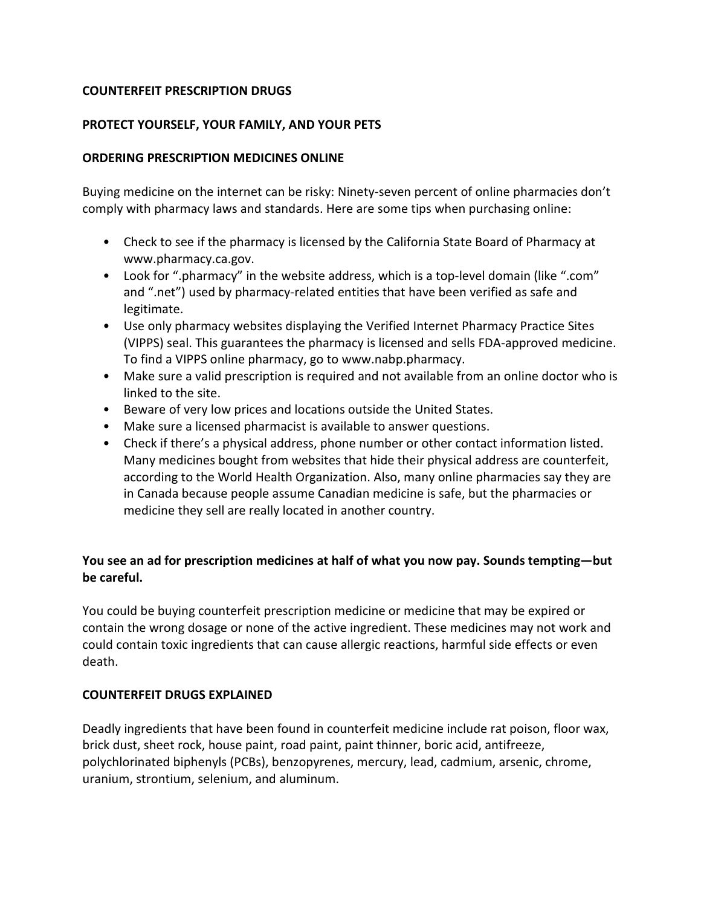# COUNTERFEIT PRESCRIPTION DRUGS

## PROTECT YOURSELF, YOUR FAMILY, AND YOUR PETS

### ORDERING PRESCRIPTION MEDICINES ONLINE

Buying medicine on the internet can be risky: Ninety-seven percent of online pharmacies don't comply with pharmacy laws and standards. Here are some tips when purchasing online:

- Check to see if the pharmacy is licensed by the California State Board of Pharmacy at www.pharmacy.ca.gov.
- Look for ".pharmacy" in the website address, which is a top-level domain (like ".com" and ".net") used by pharmacy-related entities that have been verified as safe and legitimate.
- Use only pharmacy websites displaying the Verified Internet Pharmacy Practice Sites (VIPPS) seal. This guarantees the pharmacy is licensed and sells FDA-approved medicine. To find a VIPPS online pharmacy, go to www.nabp.pharmacy.
- Make sure a valid prescription is required and not available from an online doctor who is linked to the site.
- Beware of very low prices and locations outside the United States.
- Make sure a licensed pharmacist is available to answer questions.
- Check if there's a physical address, phone number or other contact information listed. Many medicines bought from websites that hide their physical address are counterfeit, according to the World Health Organization. Also, many online pharmacies say they are in Canada because people assume Canadian medicine is safe, but the pharmacies or medicine they sell are really located in another country.

**You see an ad for prescription medicines at half of what you now pay. Sounds tempting—but be careful.**

You could be buying counterfeit prescription medicine or medicine that may be expired or contain the wrong dosage or none of the active ingredient. These medicines may not work and could contain toxic ingredients that can cause allergic reactions, harmful side effects or even death.

### COUNTERFEIT DRUGS EXPLAINED

Deadly ingredients that have been found in counterfeit medicine include rat poison, floor wax, brick dust, sheet rock, house paint, road paint, paint thinner, boric acid, antifreeze, polychlorinated biphenyls (PCBs), benzopyrenes, mercury, lead, cadmium, arsenic, chrome, uranium, strontium, selenium, and aluminum.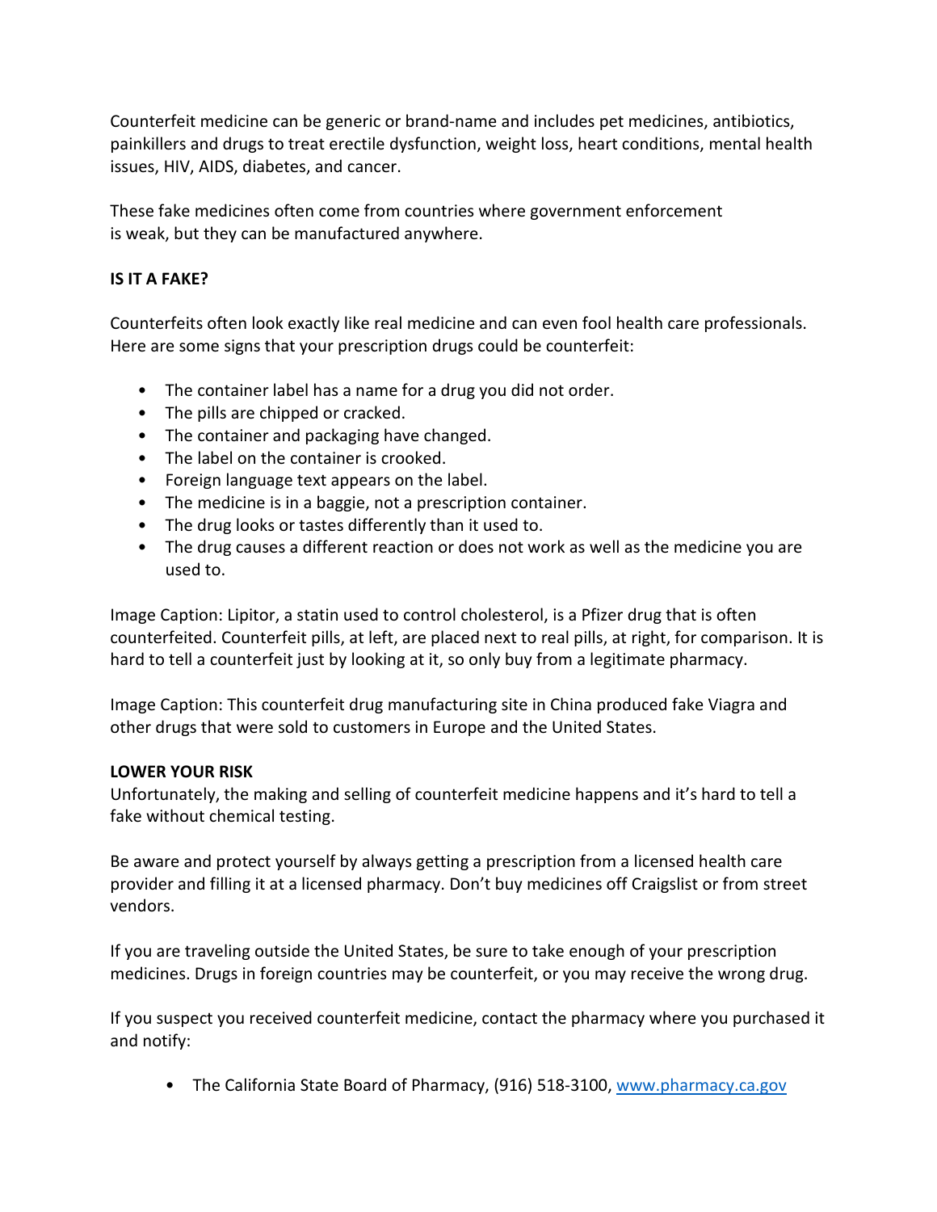Counterfeit medicine can be generic or brand-name and includes pet medicines, antibiotics, painkillers and drugs to treat erectile dysfunction, weight loss, heart conditions, mental health issues, HIV, AIDS, diabetes, and cancer.

These fake medicines often come from countries where government enforcement is weak, but they can be manufactured anywhere.

**IS IT A FAKE?**

Counterfeits often look exactly like real medicine and can even fool health care professionals. Here are some signs that your prescription drugs could be counterfeit:

- The container label has a name for a drug you did not order.
- The pills are chipped or cracked.
- The container and packaging have changed.
- The label on the container is crooked.
- Foreign language text appears on the label.
- The medicine is in a baggie, not a prescription container.
- The drug looks or tastes differently than it used to.
- The drug causes a different reaction or does not work as well as the medicine you are used to.

Image Caption: Lipitor, a statin used to control cholesterol, is a Pfizer drug that is often counterfeited. Counterfeit pills, at left, are placed next to real pills, at right, for comparison. It is hard to tell a counterfeit just by looking at it, so only buy from a legitimate pharmacy.

Image Caption: This counterfeit drug manufacturing site in China produced fake Viagra and other drugs that were sold to customers in Europe and the United States.

**LOWER YOUR RISK**

Unfortunately, the making and selling of counterfeit medicine happens and it's hard to tell a fake without chemical testing.

Be aware and protect yourself by always getting a prescription from a licensed health care provider and filling it at a licensed pharmacy. Don't buy medicines off Craigslist or from street vendors.

If you are traveling outside the United States, be sure to take enough of your prescription medicines. Drugs in foreign countries may be counterfeit, or you may receive the wrong drug.

If you suspect you received counterfeit medicine, contact the pharmacy where you purchased it and notify:

- The California State Board of Pharmacy, (916) 518-3100, [www.pharmacy.ca.gov](http://www.pharmacy.ca.gov)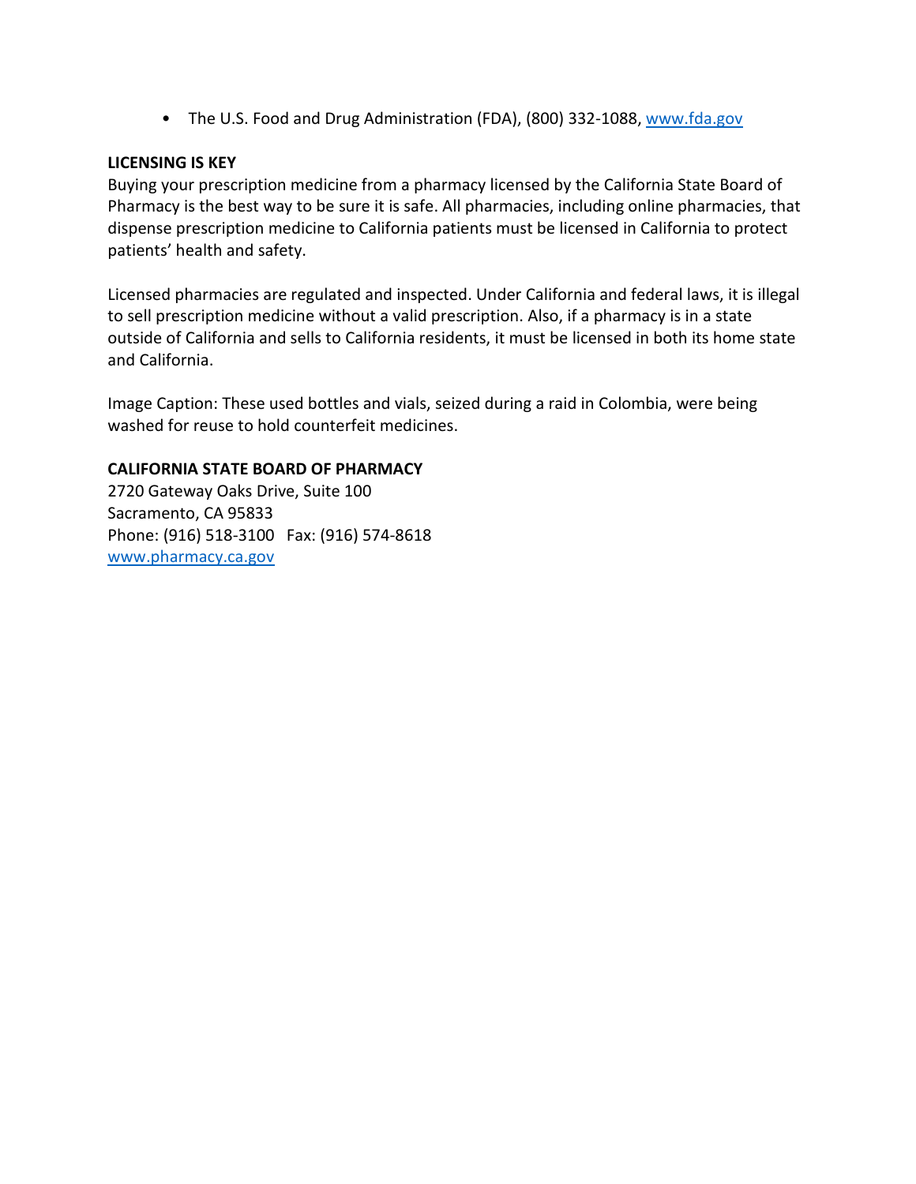- The U.S. Food and Drug Administration (FDA), (800) 332-1088, [www.fda.gov](http://www.fda.gov)

**LICENSING IS KEY**

Buying your prescription medicine from a pharmacy licensed by the California State Board of Pharmacy is the best way to be sure it is safe. All pharmacies, including online pharmacies, that dispense prescription medicine to California patients must be licensed in California to protect patients' health and safety.

Licensed pharmacies are regulated and inspected. Under California and federal laws, it is illegal to sell prescription medicine without a valid prescription. Also, if a pharmacy is in a state outside of California and sells to California residents, it must be licensed in both its home state and California.

Image Caption: These used bottles and vials, seized during a raid in Colombia, were being washed for reuse to hold counterfeit medicines.

**CALIFORNIA STATE BOARD OF PHARMACY**
2720 Gateway Oaks Drive, Suite 100
Sacramento, CA 95833
Phone: (916) 518-3100 Fax: (916) 574-8618
[www.pharmacy.ca.gov](http://www.pharmacy.ca.gov)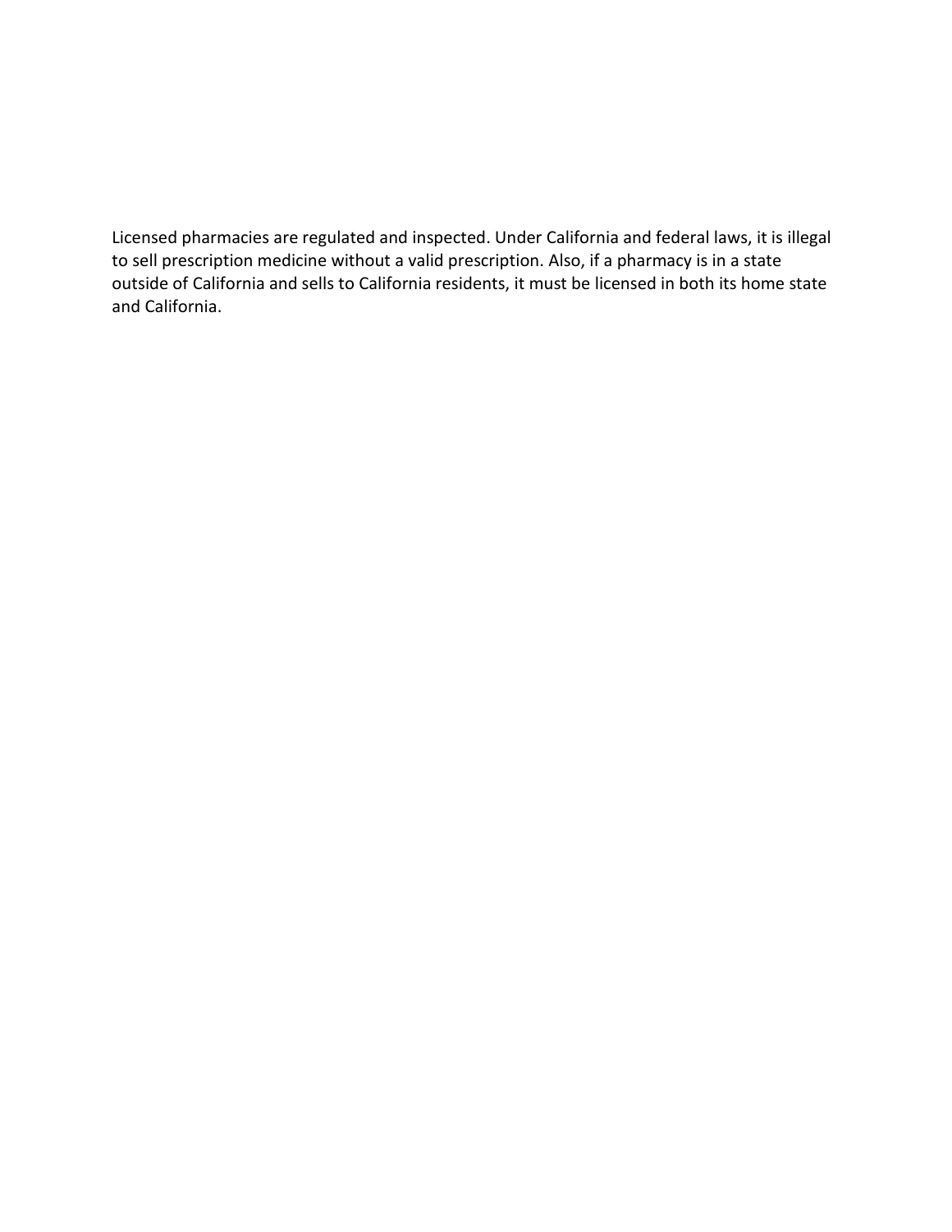Licensed pharmacies are regulated and inspected. Under California and federal laws, it is illegal to sell prescription medicine without a valid prescription. Also, if a pharmacy is in a state outside of California and sells to California residents, it must be licensed in both its home state and California.